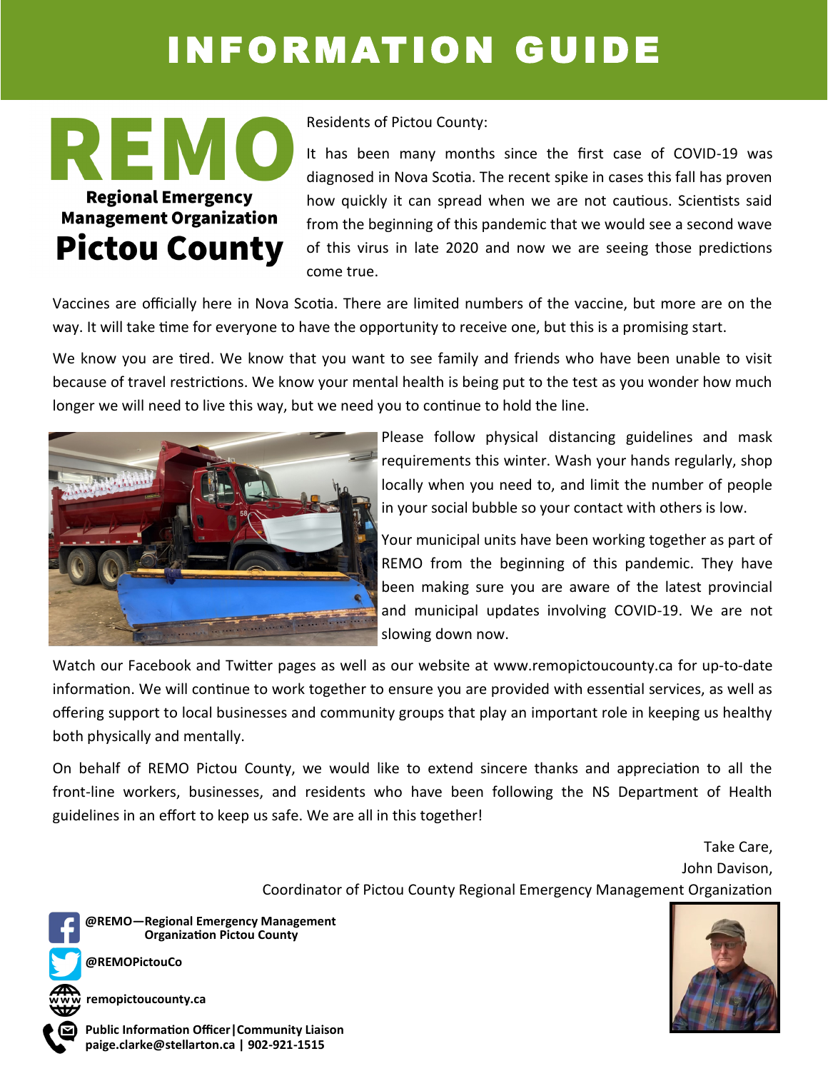# INFORMATION GUIDE

**REMO**

**Regional Emergency Management Organization**

**Pictou County**

Residents of Pictou County:

It has been many months since the first case of COVID-19 was diagnosed in Nova Scotia. The recent spike in cases this fall has proven how quickly it can spread when we are not cautious. Scientists said from the beginning of this pandemic that we would see a second wave of this virus in late 2020 and now we are seeing those predictions come true.

Vaccines are officially here in Nova Scotia. There are limited numbers of the vaccine, but more are on the way. It will take time for everyone to have the opportunity to receive one, but this is a promising start.

We know you are tired. We know that you want to see family and friends who have been unable to visit because of travel restrictions. We know your mental health is being put to the test as you wonder how much longer we will need to live this way, but we need you to continue to hold the line.

Please follow physical distancing guidelines and mask requirements this winter. Wash your hands regularly, shop locally when you need to, and limit the number of people in your social bubble so your contact with others is low.

Your municipal units have been working together as part of REMO from the beginning of this pandemic. They have been making sure you are aware of the latest provincial and municipal updates involving COVID-19. We are not slowing down now.

Watch our Facebook and Twitter pages as well as our website at www.remopictoucounty.ca for up-to-date information. We will continue to work together to ensure you are provided with essential services, as well as offering support to local businesses and community groups that play an important role in keeping us healthy both physically and mentally.

On behalf of REMO Pictou County, we would like to extend sincere thanks and appreciation to all the front-line workers, businesses, and residents who have been following the NS Department of Health guidelines in an effort to keep us safe. We are all in this together!

Take Care,
John Davison,
Coordinator of Pictou County Regional Emergency Management Organization

**@REMO—Regional Emergency Management Organization Pictou County**

**@REMOPictouCo**

**remopictoucounty.ca**

**Public Information Officer|Community Liaison**
**paige.clarke@stellarton.ca | 902-921-1515**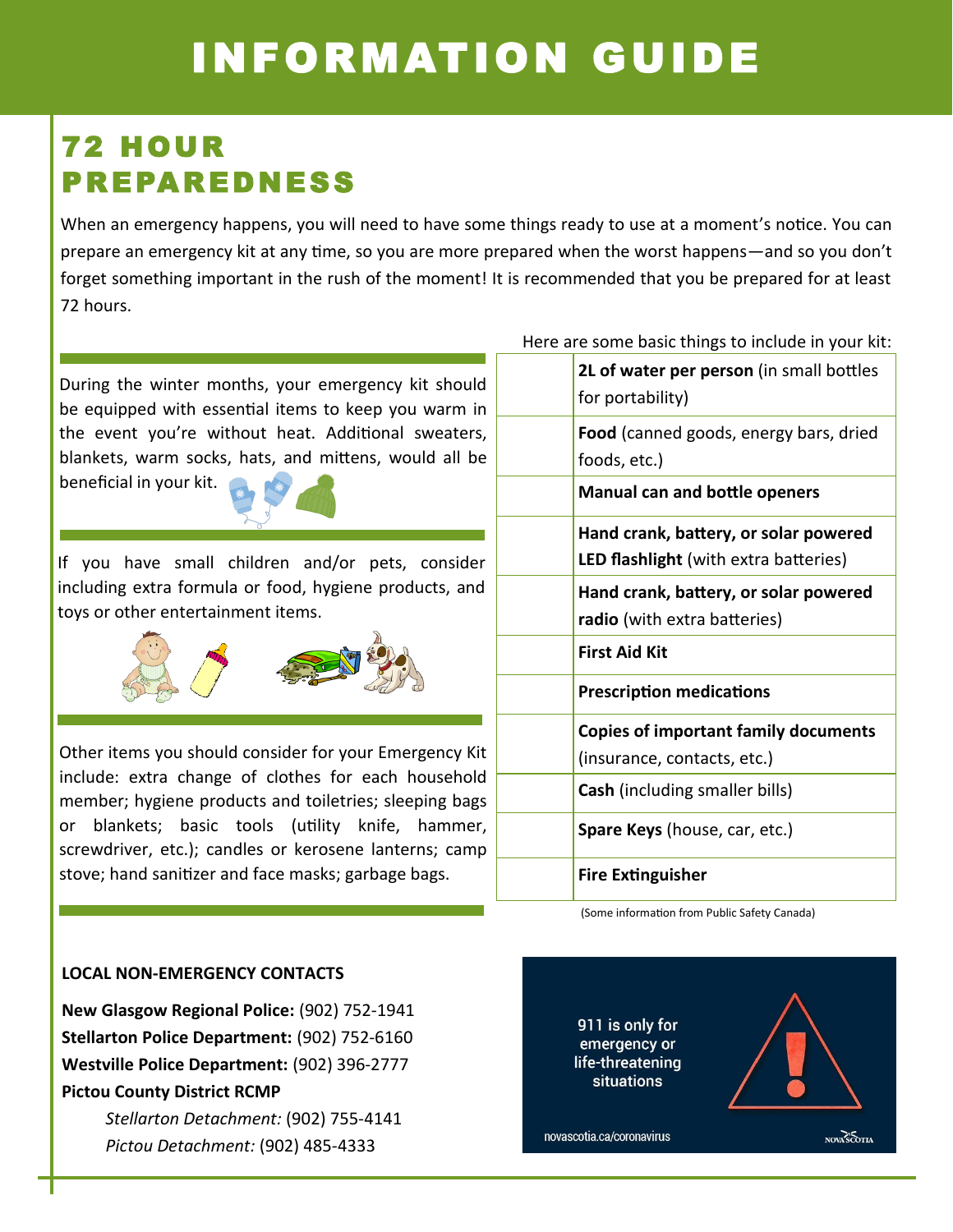# INFORMATION GUIDE

## 72 HOUR PREPAREDNESS

When an emergency happens, you will need to have some things ready to use at a moment's notice. You can prepare an emergency kit at any time, so you are more prepared when the worst happens—and so you don't forget something important in the rush of the moment! It is recommended that you be prepared for at least 72 hours.

During the winter months, your emergency kit should be equipped with essential items to keep you warm in the event you're without heat. Additional sweaters, blankets, warm socks, hats, and mittens, would all be beneficial in your kit.

If you have small children and/or pets, consider including extra formula or food, hygiene products, and toys or other entertainment items.

Other items you should consider for your Emergency Kit include: extra change of clothes for each household member; hygiene products and toiletries; sleeping bags or blankets; basic tools (utility knife, hammer, screwdriver, etc.); candles or kerosene lanterns; camp stove; hand sanitizer and face masks; garbage bags.

Here are some basic things to include in your kit:

| | |
|---|---|
| | **2L of water per person** (in small bottles for portability) |
| | **Food** (canned goods, energy bars, dried foods, etc.) |
| | **Manual can and bottle openers** |
| | **Hand crank, battery, or solar powered LED flashlight** (with extra batteries) |
| | **Hand crank, battery, or solar powered radio** (with extra batteries) |
| | **First Aid Kit** |
| | **Prescription medications** |
| | **Copies of important family documents** (insurance, contacts, etc.) |
| | **Cash** (including smaller bills) |
| | **Spare Keys** (house, car, etc.) |
| | **Fire Extinguisher** |

(Some information from Public Safety Canada)

**LOCAL NON-EMERGENCY CONTACTS**

**New Glasgow Regional Police:** (902) 752-1941
**Stellarton Police Department:** (902) 752-6160
**Westville Police Department:** (902) 396-2777
**Pictou County District RCMP**

*Stellarton Detachment:* (902) 755-4141
*Pictou Detachment:* (902) 485-4333

911 is only for emergency or life-threatening situations

novascotia.ca/coronavirus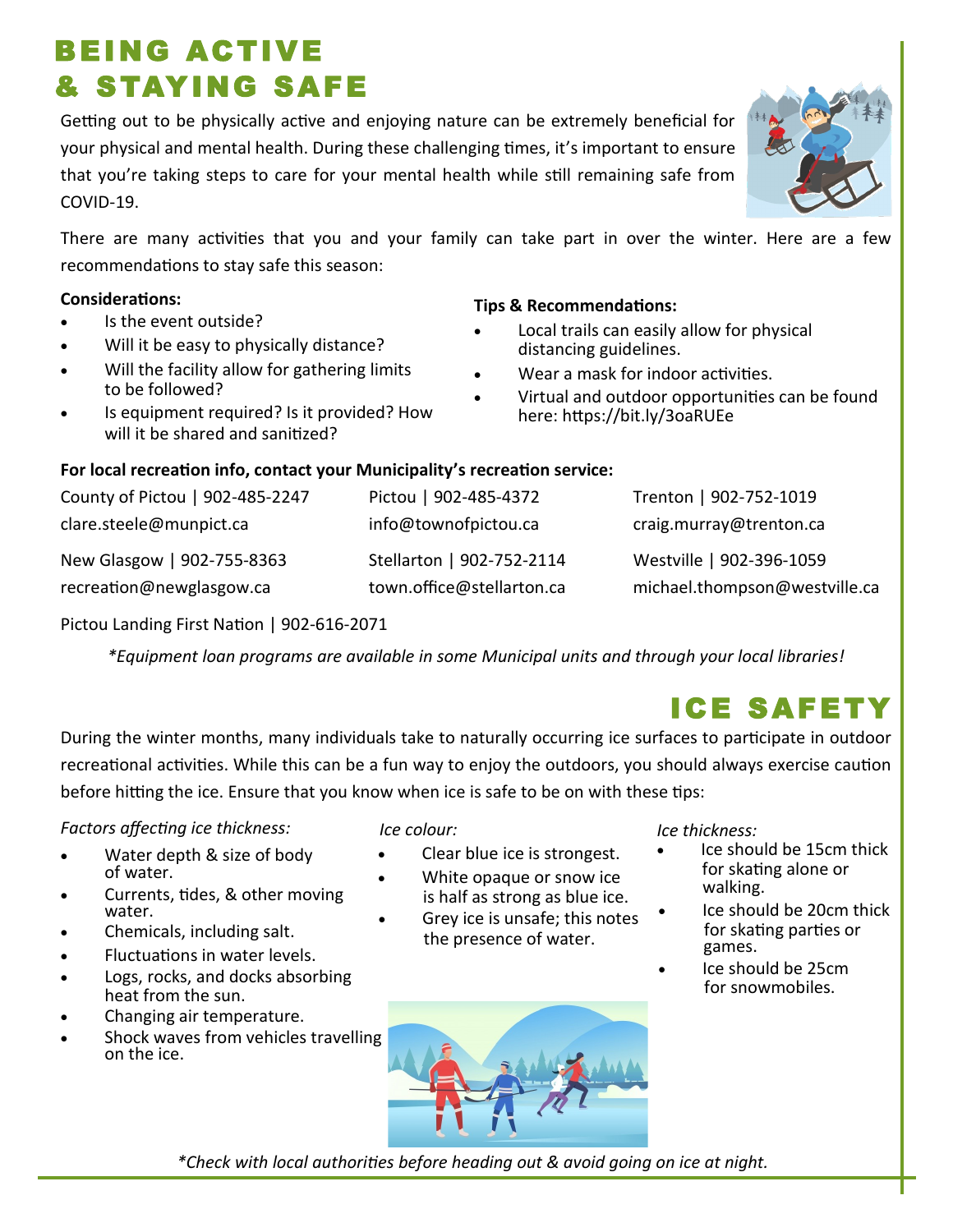# BEING ACTIVE & STAYING SAFE

Getting out to be physically active and enjoying nature can be extremely beneficial for your physical and mental health. During these challenging times, it's important to ensure that you're taking steps to care for your mental health while still remaining safe from COVID-19.

There are many activities that you and your family can take part in over the winter. Here are a few recommendations to stay safe this season:

**Considerations:**

- Is the event outside?
- Will it be easy to physically distance?
- Will the facility allow for gathering limits to be followed?
- Is equipment required? Is it provided? How will it be shared and sanitized?

**Tips & Recommendations:**

- Local trails can easily allow for physical distancing guidelines.
- Wear a mask for indoor activities.
- Virtual and outdoor opportunities can be found here: https://bit.ly/3oaRUEe

**For local recreation info, contact your Municipality's recreation service:**

| | | |
|---|---|---|
| County of Pictou \| 902-485-2247<br>clare.steele@munpict.ca | Pictou \| 902-485-4372<br>info@townofpictou.ca | Trenton \| 902-752-1019<br>craig.murray@trenton.ca |
| New Glasgow \| 902-755-8363<br>recreation@newglasgow.ca | Stellarton \| 902-752-2114<br>town.office@stellarton.ca | Westville \| 902-396-1059<br>michael.thompson@westville.ca |

Pictou Landing First Nation | 902-616-2071

*\*Equipment loan programs are available in some Municipal units and through your local libraries!*

# ICE SAFETY

During the winter months, many individuals take to naturally occurring ice surfaces to participate in outdoor recreational activities. While this can be a fun way to enjoy the outdoors, you should always exercise caution before hitting the ice. Ensure that you know when ice is safe to be on with these tips:

*Factors affecting ice thickness:*

- Water depth & size of body of water.
- Currents, tides, & other moving water.
- Chemicals, including salt.
- Fluctuations in water levels.
- Logs, rocks, and docks absorbing heat from the sun.
- Changing air temperature.
- Shock waves from vehicles travelling on the ice.

*Ice colour:*

- Clear blue ice is strongest.
- White opaque or snow ice is half as strong as blue ice.
- Grey ice is unsafe; this notes the presence of water.

*Ice thickness:*

- Ice should be 15cm thick for skating alone or walking.
- Ice should be 20cm thick for skating parties or games.
- Ice should be 25cm for snowmobiles.

*\*Check with local authorities before heading out & avoid going on ice at night.*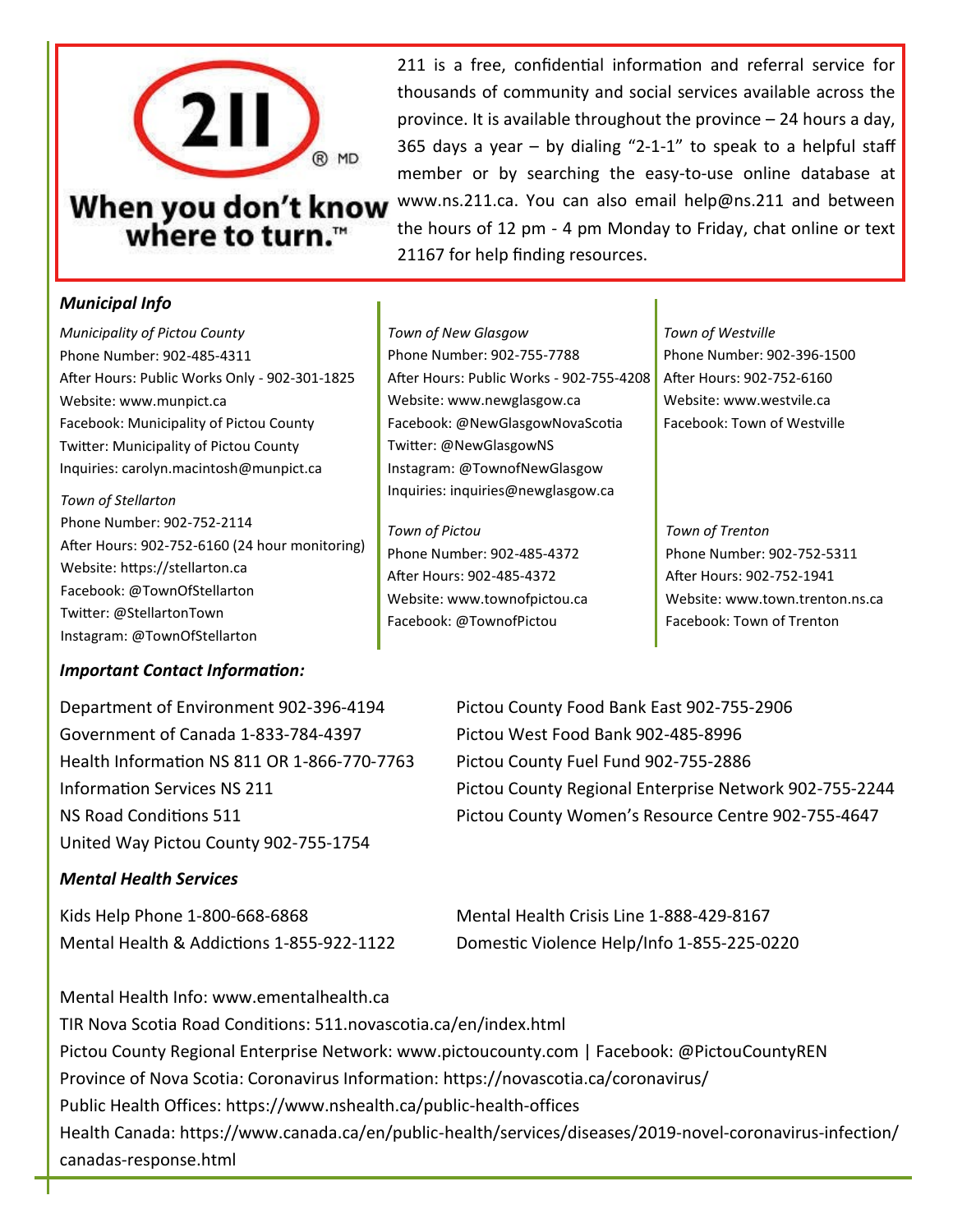211 ® MD

When you don't know where to turn.™

211 is a free, confidential information and referral service for thousands of community and social services available across the province. It is available throughout the province – 24 hours a day, 365 days a year – by dialing "2-1-1" to speak to a helpful staff member or by searching the easy-to-use online database at www.ns.211.ca. You can also email help@ns.211 and between the hours of 12 pm - 4 pm Monday to Friday, chat online or text 21167 for help finding resources.

***Municipal Info***

*Municipality of Pictou County*
Phone Number: 902-485-4311
After Hours: Public Works Only - 902-301-1825
Website: www.munpict.ca
Facebook: Municipality of Pictou County
Twitter: Municipality of Pictou County
Inquiries: carolyn.macintosh@munpict.ca

*Town of Stellarton*
Phone Number: 902-752-2114
After Hours: 902-752-6160 (24 hour monitoring)
Website: https://stellarton.ca
Facebook: @TownOfStellarton
Twitter: @StellartonTown
Instagram: @TownOfStellarton

*Town of New Glasgow*
Phone Number: 902-755-7788
After Hours: Public Works - 902-755-4208
Website: www.newglasgow.ca
Facebook: @NewGlasgowNovaScotia
Twitter: @NewGlasgowNS
Instagram: @TownofNewGlasgow
Inquiries: inquiries@newglasgow.ca

*Town of Pictou*
Phone Number: 902-485-4372
After Hours: 902-485-4372
Website: www.townofpictou.ca
Facebook: @TownofPictou

*Town of Westville*
Phone Number: 902-396-1500
After Hours: 902-752-6160
Website: www.westvile.ca
Facebook: Town of Westville

*Town of Trenton*
Phone Number: 902-752-5311
After Hours: 902-752-1941
Website: www.town.trenton.ns.ca
Facebook: Town of Trenton

***Important Contact Information:***

Department of Environment 902-396-4194
Government of Canada 1-833-784-4397
Health Information NS 811 OR 1-866-770-7763
Information Services NS 211
NS Road Conditions 511
United Way Pictou County 902-755-1754

Pictou County Food Bank East 902-755-2906
Pictou West Food Bank 902-485-8996
Pictou County Fuel Fund 902-755-2886
Pictou County Regional Enterprise Network 902-755-2244
Pictou County Women's Resource Centre 902-755-4647

***Mental Health Services***

Kids Help Phone 1-800-668-6868
Mental Health & Addictions 1-855-922-1122

Mental Health Crisis Line 1-888-429-8167
Domestic Violence Help/Info 1-855-225-0220

Mental Health Info: www.ementalhealth.ca
TIR Nova Scotia Road Conditions: 511.novascotia.ca/en/index.html
Pictou County Regional Enterprise Network: www.pictoucounty.com | Facebook: @PictouCountyREN
Province of Nova Scotia: Coronavirus Information: https://novascotia.ca/coronavirus/
Public Health Offices: https://www.nshealth.ca/public-health-offices
Health Canada: https://www.canada.ca/en/public-health/services/diseases/2019-novel-coronavirus-infection/canadas-response.html